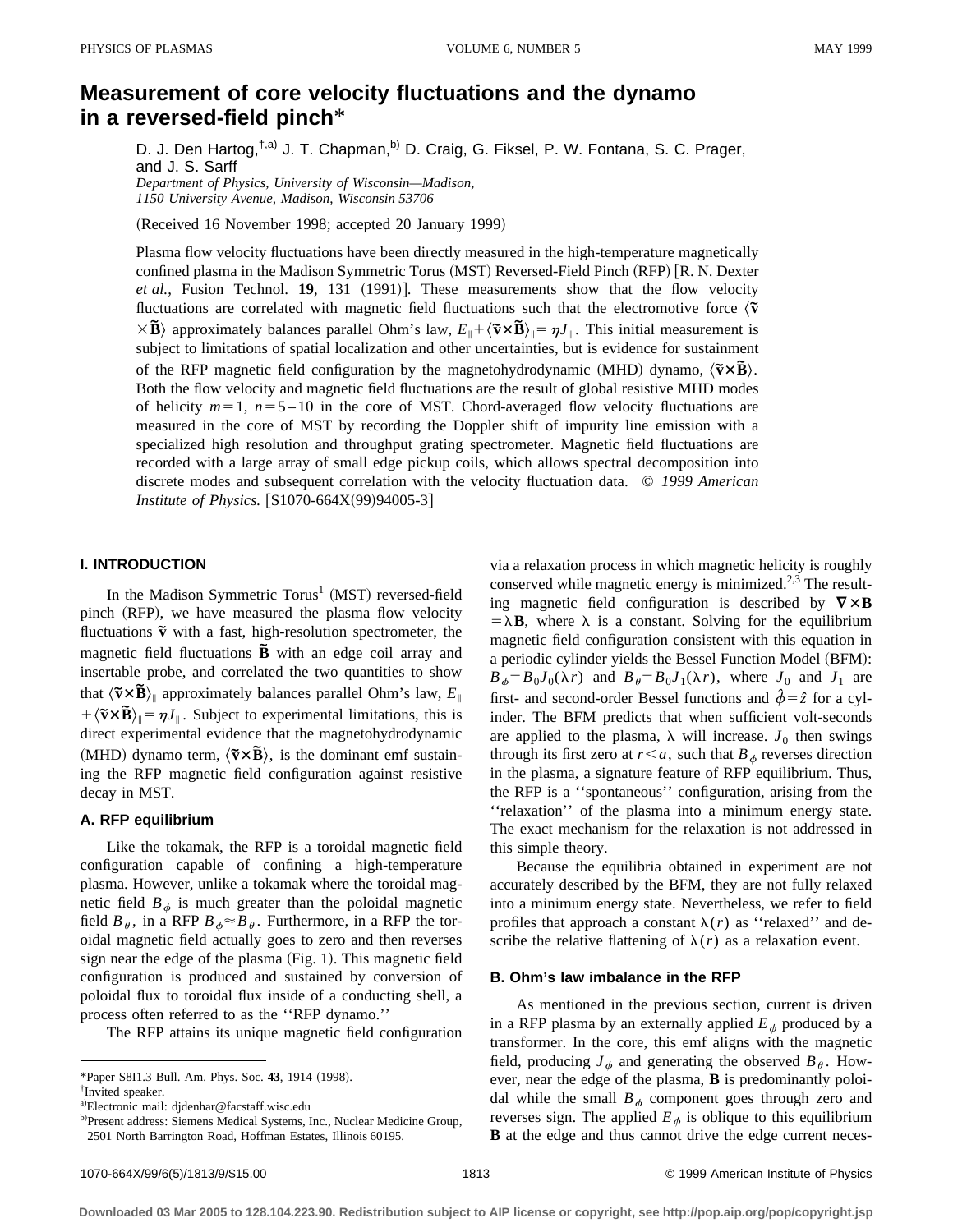# Measurement of core velocity fluctuations and the dynamo in a reversed-field pinch*

D. J. Den Hartog,[†,a)] J. T. Chapman,[b)] D. Craig, G. Fiksel, P. W. Fontana, S. C. Prager, and J. S. Sarff

*Department of Physics, University of Wisconsin—Madison, 1150 University Avenue, Madison, Wisconsin 53706*

(Received 16 November 1998; accepted 20 January 1999)

Plasma flow velocity fluctuations have been directly measured in the high-temperature magnetically confined plasma in the Madison Symmetric Torus (MST) Reversed-Field Pinch (RFP) [R. N. Dexter *et al.*, Fusion Technol. **19**, 131 (1991)]. These measurements show that the flow velocity fluctuations are correlated with magnetic field fluctuations such that the electromotive force $\langle \tilde{\mathbf{v}} \times \tilde{\mathbf{B}} \rangle$ approximately balances parallel Ohm's law, $E_\parallel + \langle \tilde{\mathbf{v}} \times \tilde{\mathbf{B}} \rangle_\parallel = \eta J_\parallel$. This initial measurement is subject to limitations of spatial localization and other uncertainties, but is evidence for sustainment of the RFP magnetic field configuration by the magnetohydrodynamic (MHD) dynamo, $\langle \tilde{\mathbf{v}} \times \tilde{\mathbf{B}} \rangle$. Both the flow velocity and magnetic field fluctuations are the result of global resistive MHD modes of helicity $m=1$, $n=5-10$ in the core of MST. Chord-averaged flow velocity fluctuations are measured in the core of MST by recording the Doppler shift of impurity line emission with a specialized high resolution and throughput grating spectrometer. Magnetic field fluctuations are recorded with a large array of small edge pickup coils, which allows spectral decomposition into discrete modes and subsequent correlation with the velocity fluctuation data. © *1999 American Institute of Physics.* [S1070-664X(99)94005-3]

## I. INTRODUCTION

In the Madison Symmetric Torus[1] (MST) reversed-field pinch (RFP), we have measured the plasma flow velocity fluctuations $\tilde{\mathbf{v}}$ with a fast, high-resolution spectrometer, the magnetic field fluctuations $\tilde{\mathbf{B}}$ with an edge coil array and insertable probe, and correlated the two quantities to show that $\langle \tilde{\mathbf{v}} \times \tilde{\mathbf{B}} \rangle_\parallel$ approximately balances parallel Ohm's law, $E_\parallel + \langle \tilde{\mathbf{v}} \times \tilde{\mathbf{B}} \rangle_\parallel = \eta J_\parallel$. Subject to experimental limitations, this is direct experimental evidence that the magnetohydrodynamic (MHD) dynamo term, $\langle \tilde{\mathbf{v}} \times \tilde{\mathbf{B}} \rangle$, is the dominant emf sustaining the RFP magnetic field configuration against resistive decay in MST.

### A. RFP equilibrium

Like the tokamak, the RFP is a toroidal magnetic field configuration capable of confining a high-temperature plasma. However, unlike a tokamak where the toroidal magnetic field $B_\phi$ is much greater than the poloidal magnetic field $B_\theta$, in a RFP $B_\phi \approx B_\theta$. Furthermore, in a RFP the toroidal magnetic field actually goes to zero and then reverses sign near the edge of the plasma (Fig. 1). This magnetic field configuration is produced and sustained by conversion of poloidal flux to toroidal flux inside of a conducting shell, a process often referred to as the ''RFP dynamo.''

The RFP attains its unique magnetic field configuration via a relaxation process in which magnetic helicity is roughly conserved while magnetic energy is minimized.[2,3] The resulting magnetic field configuration is described by $\nabla \times \mathbf{B} = \lambda \mathbf{B}$, where $\lambda$ is a constant. Solving for the equilibrium magnetic field configuration consistent with this equation in a periodic cylinder yields the Bessel Function Model (BFM): $B_\phi = B_0 J_0(\lambda r)$ and $B_\theta = B_0 J_1(\lambda r)$, where $J_0$ and $J_1$ are first- and second-order Bessel functions and $\hat{\phi} = \hat{z}$ for a cylinder. The BFM predicts that when sufficient volt-seconds are applied to the plasma, $\lambda$ will increase. $J_0$ then swings through its first zero at $r < a$, such that $B_\phi$ reverses direction in the plasma, a signature feature of RFP equilibrium. Thus, the RFP is a ''spontaneous'' configuration, arising from the ''relaxation'' of the plasma into a minimum energy state. The exact mechanism for the relaxation is not addressed in this simple theory.

Because the equilibria obtained in experiment are not accurately described by the BFM, they are not fully relaxed into a minimum energy state. Nevertheless, we refer to field profiles that approach a constant $\lambda(r)$ as ''relaxed'' and describe the relative flattening of $\lambda(r)$ as a relaxation event.

### B. Ohm's law imbalance in the RFP

As mentioned in the previous section, current is driven in a RFP plasma by an externally applied $E_\phi$ produced by a transformer. In the core, this emf aligns with the magnetic field, producing $J_\phi$ and generating the observed $B_\theta$. However, near the edge of the plasma, $\mathbf{B}$ is predominantly poloidal while the small $B_\phi$ component goes through zero and reverses sign. The applied $E_\phi$ is oblique to this equilibrium $\mathbf{B}$ at the edge and thus cannot drive the edge current neces-

---

*Paper S8I1.3 Bull. Am. Phys. Soc. **43**, 1914 (1998).

†Invited speaker.

a)Electronic mail: djdenhar@facstaff.wisc.edu

b)Present address: Siemens Medical Systems, Inc., Nuclear Medicine Group, 2501 North Barrington Road, Hoffman Estates, Illinois 60195.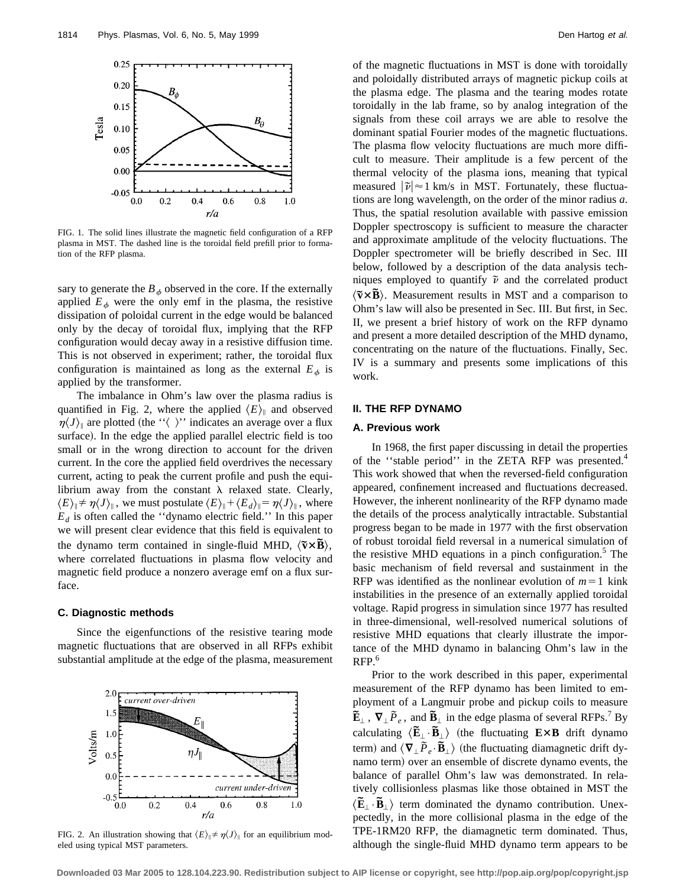FIG. 1. The solid lines illustrate the magnetic field configuration of a RFP plasma in MST. The dashed line is the toroidal field prefill prior to formation of the RFP plasma.

sary to generate the $B_\phi$ observed in the core. If the externally applied $E_\phi$ were the only emf in the plasma, the resistive dissipation of poloidal current in the edge would be balanced only by the decay of toroidal flux, implying that the RFP configuration would decay away in a resistive diffusion time. This is not observed in experiment; rather, the toroidal flux configuration is maintained as long as the external $E_\phi$ is applied by the transformer.

The imbalance in Ohm's law over the plasma radius is quantified in Fig. 2, where the applied $\langle E \rangle_\parallel$ and observed $\eta \langle J \rangle_\parallel$ are plotted (the "$\langle \ \rangle$" indicates an average over a flux surface). In the edge the applied parallel electric field is too small or in the wrong direction to account for the driven current. In the core the applied field overdrives the necessary current, acting to peak the current profile and push the equilibrium away from the constant $\lambda$ relaxed state. Clearly, $\langle E \rangle_\parallel \neq \eta \langle J \rangle_\parallel$, we must postulate $\langle E \rangle_\parallel + \langle E_d \rangle_\parallel = \eta \langle J \rangle_\parallel$, where $E_d$ is often called the "dynamo electric field." In this paper we will present clear evidence that this field is equivalent to the dynamo term contained in single-fluid MHD, $\langle \tilde{\mathbf{v}} \times \tilde{\mathbf{B}} \rangle$, where correlated fluctuations in plasma flow velocity and magnetic field produce a nonzero average emf on a flux surface.

### C. Diagnostic methods

Since the eigenfunctions of the resistive tearing mode magnetic fluctuations that are observed in all RFPs exhibit substantial amplitude at the edge of the plasma, measurement

FIG. 2. An illustration showing that $\langle E \rangle_\parallel \neq \eta \langle J \rangle_\parallel$ for an equilibrium modeled using typical MST parameters.

of the magnetic fluctuations in MST is done with toroidally and poloidally distributed arrays of magnetic pickup coils at the plasma edge. The plasma and the tearing modes rotate toroidally in the lab frame, so by analog integration of the signals from these coil arrays we are able to resolve the dominant spatial Fourier modes of the magnetic fluctuations. The plasma flow velocity fluctuations are much more difficult to measure. Their amplitude is a few percent of the thermal velocity of the plasma ions, meaning that typical measured $|\tilde{v}| \approx 1$ km/s in MST. Fortunately, these fluctuations are long wavelength, on the order of the minor radius $a$. Thus, the spatial resolution available with passive emission Doppler spectroscopy is sufficient to measure the character and approximate amplitude of the velocity fluctuations. The Doppler spectrometer will be briefly described in Sec. III below, followed by a description of the data analysis techniques employed to quantify $\tilde{v}$ and the correlated product $\langle \tilde{\mathbf{v}} \times \tilde{\mathbf{B}} \rangle$. Measurement results in MST and a comparison to Ohm's law will also be presented in Sec. III. But first, in Sec. II, we present a brief history of work on the RFP dynamo and present a more detailed description of the MHD dynamo, concentrating on the nature of the fluctuations. Finally, Sec. IV is a summary and presents some implications of this work.

## II. THE RFP DYNAMO

### A. Previous work

In 1968, the first paper discussing in detail the properties of the "stable period" in the ZETA RFP was presented.[4] This work showed that when the reversed-field configuration appeared, confinement increased and fluctuations decreased. However, the inherent nonlinearity of the RFP dynamo made the details of the process analytically intractable. Substantial progress began to be made in 1977 with the first observation of robust toroidal field reversal in a numerical simulation of the resistive MHD equations in a pinch configuration.[5] The basic mechanism of field reversal and sustainment in the RFP was identified as the nonlinear evolution of $m=1$ kink instabilities in the presence of an externally applied toroidal voltage. Rapid progress in simulation since 1977 has resulted in three-dimensional, well-resolved numerical solutions of resistive MHD equations that clearly illustrate the importance of the MHD dynamo in balancing Ohm's law in the RFP.[6]

Prior to the work described in this paper, experimental measurement of the RFP dynamo has been limited to employment of a Langmuir probe and pickup coils to measure $\tilde{\mathbf{E}}_\perp$, $\boldsymbol{\nabla}_\perp \tilde{P}_e$, and $\tilde{\mathbf{B}}_\perp$ in the edge plasma of several RFPs.[7] By calculating $\langle \tilde{\mathbf{E}}_\perp \cdot \tilde{\mathbf{B}}_\perp \rangle$ (the fluctuating $\mathbf{E} \times \mathbf{B}$ drift dynamo term) and $\langle \boldsymbol{\nabla}_\perp \tilde{P}_e \cdot \tilde{\mathbf{B}}_\perp \rangle$ (the fluctuating diamagnetic drift dynamo term) over an ensemble of discrete dynamo events, the balance of parallel Ohm's law was demonstrated. In relatively collisionless plasmas like those obtained in MST the $\langle \tilde{\mathbf{E}}_\perp \cdot \tilde{\mathbf{B}}_\perp \rangle$ term dominated the dynamo contribution. Unexpectedly, in the more collisional plasma in the edge of the TPE-1RM20 RFP, the diamagnetic term dominated. Thus, although the single-fluid MHD dynamo term appears to be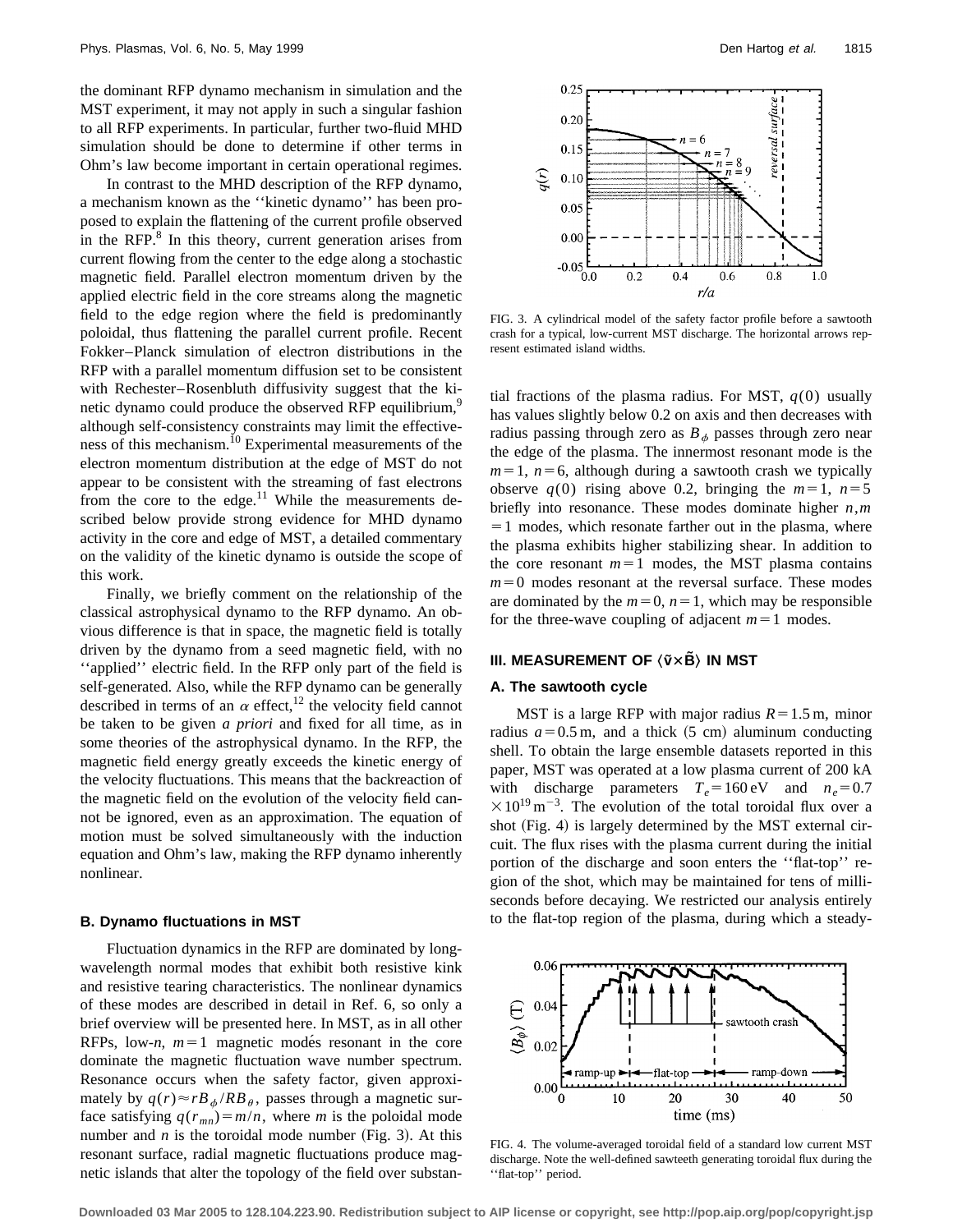the dominant RFP dynamo mechanism in simulation and the MST experiment, it may not apply in such a singular fashion to all RFP experiments. In particular, further two-fluid MHD simulation should be done to determine if other terms in Ohm's law become important in certain operational regimes.

In contrast to the MHD description of the RFP dynamo, a mechanism known as the ''kinetic dynamo'' has been proposed to explain the flattening of the current profile observed in the RFP.[8] In this theory, current generation arises from current flowing from the center to the edge along a stochastic magnetic field. Parallel electron momentum driven by the applied electric field in the core streams along the magnetic field to the edge region where the field is predominantly poloidal, thus flattening the parallel current profile. Recent Fokker–Planck simulation of electron distributions in the RFP with a parallel momentum diffusion set to be consistent with Rechester–Rosenbluth diffusivity suggest that the kinetic dynamo could produce the observed RFP equilibrium,[9] although self-consistency constraints may limit the effectiveness of this mechanism.[10] Experimental measurements of the electron momentum distribution at the edge of MST do not appear to be consistent with the streaming of fast electrons from the core to the edge.[11] While the measurements described below provide strong evidence for MHD dynamo activity in the core and edge of MST, a detailed commentary on the validity of the kinetic dynamo is outside the scope of this work.

Finally, we briefly comment on the relationship of the classical astrophysical dynamo to the RFP dynamo. An obvious difference is that in space, the magnetic field is totally driven by the dynamo from a seed magnetic field, with no ''applied'' electric field. In the RFP only part of the field is self-generated. Also, while the RFP dynamo can be generally described in terms of an $\alpha$ effect,[12] the velocity field cannot be taken to be given *a priori* and fixed for all time, as in some theories of the astrophysical dynamo. In the RFP, the magnetic field energy greatly exceeds the kinetic energy of the velocity fluctuations. This means that the backreaction of the magnetic field on the evolution of the velocity field cannot be ignored, even as an approximation. The equation of motion must be solved simultaneously with the induction equation and Ohm's law, making the RFP dynamo inherently nonlinear.

### B. Dynamo fluctuations in MST

Fluctuation dynamics in the RFP are dominated by long-wavelength normal modes that exhibit both resistive kink and resistive tearing characteristics. The nonlinear dynamics of these modes are described in detail in Ref. 6, so only a brief overview will be presented here. In MST, as in all other RFPs, low-$n$, $m=1$ magnetic modes resonant in the core dominate the magnetic fluctuation wave number spectrum. Resonance occurs when the safety factor, given approximately by $q(r) \approx rB_\phi/RB_\theta$, passes through a magnetic surface satisfying $q(r_{mn}) = m/n$, where $m$ is the poloidal mode number and $n$ is the toroidal mode number (Fig. 3). At this resonant surface, radial magnetic fluctuations produce magnetic islands that alter the topology of the field over substantial fractions of the plasma radius. For MST, $q(0)$ usually has values slightly below 0.2 on axis and then decreases with radius passing through zero as $B_\phi$ passes through zero near the edge of the plasma. The innermost resonant mode is the $m=1$, $n=6$, although during a sawtooth crash we typically observe $q(0)$ rising above 0.2, bringing the $m=1$, $n=5$ briefly into resonance. These modes dominate higher $n,m=1$ modes, which resonate farther out in the plasma, where the plasma exhibits higher stabilizing shear. In addition to the core resonant $m=1$ modes, the MST plasma contains $m=0$ modes resonant at the reversal surface. These modes are dominated by the $m=0$, $n=1$, which may be responsible for the three-wave coupling of adjacent $m=1$ modes.

FIG. 3. A cylindrical model of the safety factor profile before a sawtooth crash for a typical, low-current MST discharge. The horizontal arrows represent estimated island widths.

## III. MEASUREMENT OF $\langle \tilde{\mathbf{v}} \times \tilde{\mathbf{B}} \rangle$ IN MST

### A. The sawtooth cycle

MST is a large RFP with major radius $R=1.5$ m, minor radius $a=0.5$ m, and a thick (5 cm) aluminum conducting shell. To obtain the large ensemble datasets reported in this paper, MST was operated at a low plasma current of 200 kA with discharge parameters $T_e = 160$ eV and $n_e = 0.7 \times 10^{19}$ m$^{-3}$. The evolution of the total toroidal flux over a shot (Fig. 4) is largely determined by the MST external circuit. The flux rises with the plasma current during the initial portion of the discharge and soon enters the ''flat-top'' region of the shot, which may be maintained for tens of milliseconds before decaying. We restricted our analysis entirely to the flat-top region of the plasma, during which a steady-

FIG. 4. The volume-averaged toroidal field of a standard low current MST discharge. Note the well-defined sawteeth generating toroidal flux during the ''flat-top'' period.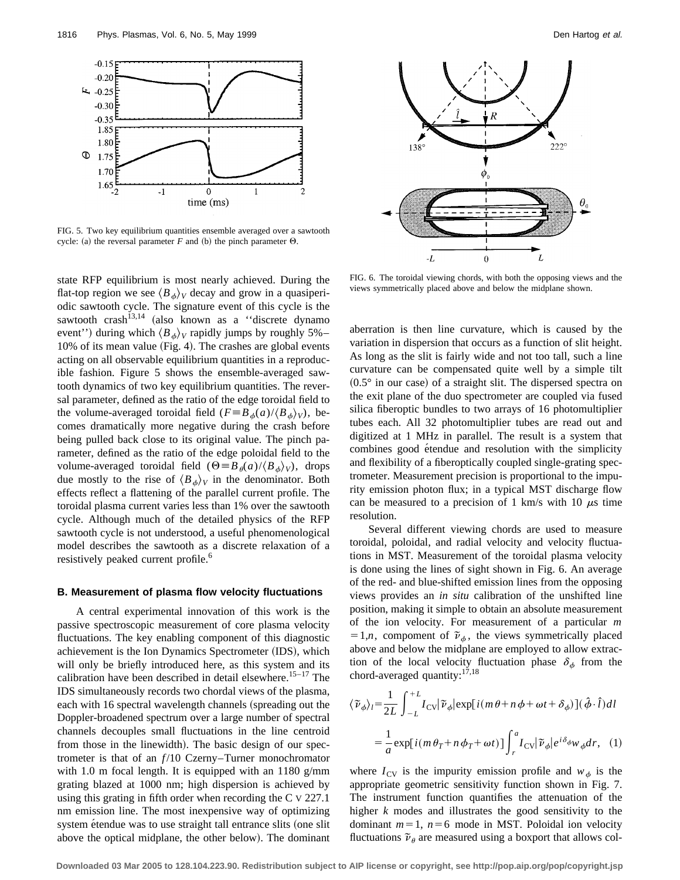FIG. 5. Two key equilibrium quantities ensemble averaged over a sawtooth cycle: (a) the reversal parameter $F$ and (b) the pinch parameter $\Theta$.

FIG. 6. The toroidal viewing chords, with both the opposing views and the views symmetrically placed above and below the midplane shown.

state RFP equilibrium is most nearly achieved. During the flat-top region we see $\langle B_\phi \rangle_V$ decay and grow in a quasiperiodic sawtooth cycle. The signature event of this cycle is the sawtooth crash[13,14] (also known as a ''discrete dynamo event'') during which $\langle B_\phi \rangle_V$ rapidly jumps by roughly 5%–10% of its mean value (Fig. 4). The crashes are global events acting on all observable equilibrium quantities in a reproducible fashion. Figure 5 shows the ensemble-averaged sawtooth dynamics of two key equilibrium quantities. The reversal parameter, defined as the ratio of the edge toroidal field to the volume-averaged toroidal field ($F \equiv B_\phi(a)/\langle B_\phi \rangle_V$), becomes dramatically more negative during the crash before being pulled back close to its original value. The pinch parameter, defined as the ratio of the edge poloidal field to the volume-averaged toroidal field ($\Theta \equiv B_\theta(a)/\langle B_\phi \rangle_V$), drops due mostly to the rise of $\langle B_\phi \rangle_V$ in the denominator. Both effects reflect a flattening of the parallel current profile. The toroidal plasma current varies less than 1% over the sawtooth cycle. Although much of the detailed physics of the RFP sawtooth cycle is not understood, a useful phenomenological model describes the sawtooth as a discrete relaxation of a resistively peaked current profile.[6]

### B. Measurement of plasma flow velocity fluctuations

A central experimental innovation of this work is the passive spectroscopic measurement of core plasma velocity fluctuations. The key enabling component of this diagnostic achievement is the Ion Dynamics Spectrometer (IDS), which will only be briefly introduced here, as this system and its calibration have been described in detail elsewhere.[15–17] The IDS simultaneously records two chordal views of the plasma, each with 16 spectral wavelength channels (spreading out the Doppler-broadened spectrum over a large number of spectral channels decouples small fluctuations in the line centroid from those in the linewidth). The basic design of our spectrometer is that of an $f$/10 Czerny–Turner monochromator with 1.0 m focal length. It is equipped with an 1180 g/mm grating blazed at 1000 nm; high dispersion is achieved by using this grating in fifth order when recording the C V 227.1 nm emission line. The most inexpensive way of optimizing system étendue was to use straight tall entrance slits (one slit above the optical midplane, the other below). The dominant aberration is then line curvature, which is caused by the variation in dispersion that occurs as a function of slit height. As long as the slit is fairly wide and not too tall, such a line curvature can be compensated quite well by a simple tilt (0.5° in our case) of a straight slit. The dispersed spectra on the exit plane of the duo spectrometer are coupled via fused silica fiberoptic bundles to two arrays of 16 photomultiplier tubes each. All 32 photomultiplier tubes are read out and digitized at 1 MHz in parallel. The result is a system that combines good étendue and resolution with the simplicity and flexibility of a fiberoptically coupled single-grating spectrometer. Measurement precision is proportional to the impurity emission photon flux; in a typical MST discharge flow can be measured to a precision of 1 km/s with 10 $\mu$s time resolution.

Several different viewing chords are used to measure toroidal, poloidal, and radial velocity and velocity fluctuations in MST. Measurement of the toroidal plasma velocity is done using the lines of sight shown in Fig. 6. An average of the red- and blue-shifted emission lines from the opposing views provides an *in situ* calibration of the unshifted line position, making it simple to obtain an absolute measurement of the ion velocity. For measurement of a particular $m = 1, n$, compoment of $\tilde{v}_\phi$, the views symmetrically placed above and below the midplane are employed to allow extraction of the local velocity fluctuation phase $\delta_\phi$ from the chord-averaged quantity:[17,18]

$$\langle \tilde{v}_\phi \rangle_l = \frac{1}{2L} \int_{-L}^{+L} I_{\mathrm{CV}} |\tilde{v}_\phi| \exp[i(m\theta + n\phi + \omega t + \delta_\phi)](\hat{\phi} \cdot \hat{l})\, dl$$

$$= \frac{1}{a} \exp[i(m\theta_T + n\phi_T + \omega t)] \int_r^a I_{\mathrm{CV}} |\tilde{v}_\phi| e^{i\delta_\phi} w_\phi dr, \quad (1)$$

where $I_{\mathrm{CV}}$ is the impurity emission profile and $w_\phi$ is the appropriate geometric sensitivity function shown in Fig. 7. The instrument function quantifies the attenuation of the higher $k$ modes and illustrates the good sensitivity to the dominant $m=1$, $n=6$ mode in MST. Poloidal ion velocity fluctuations $\tilde{v}_\theta$ are measured using a boxport that allows col-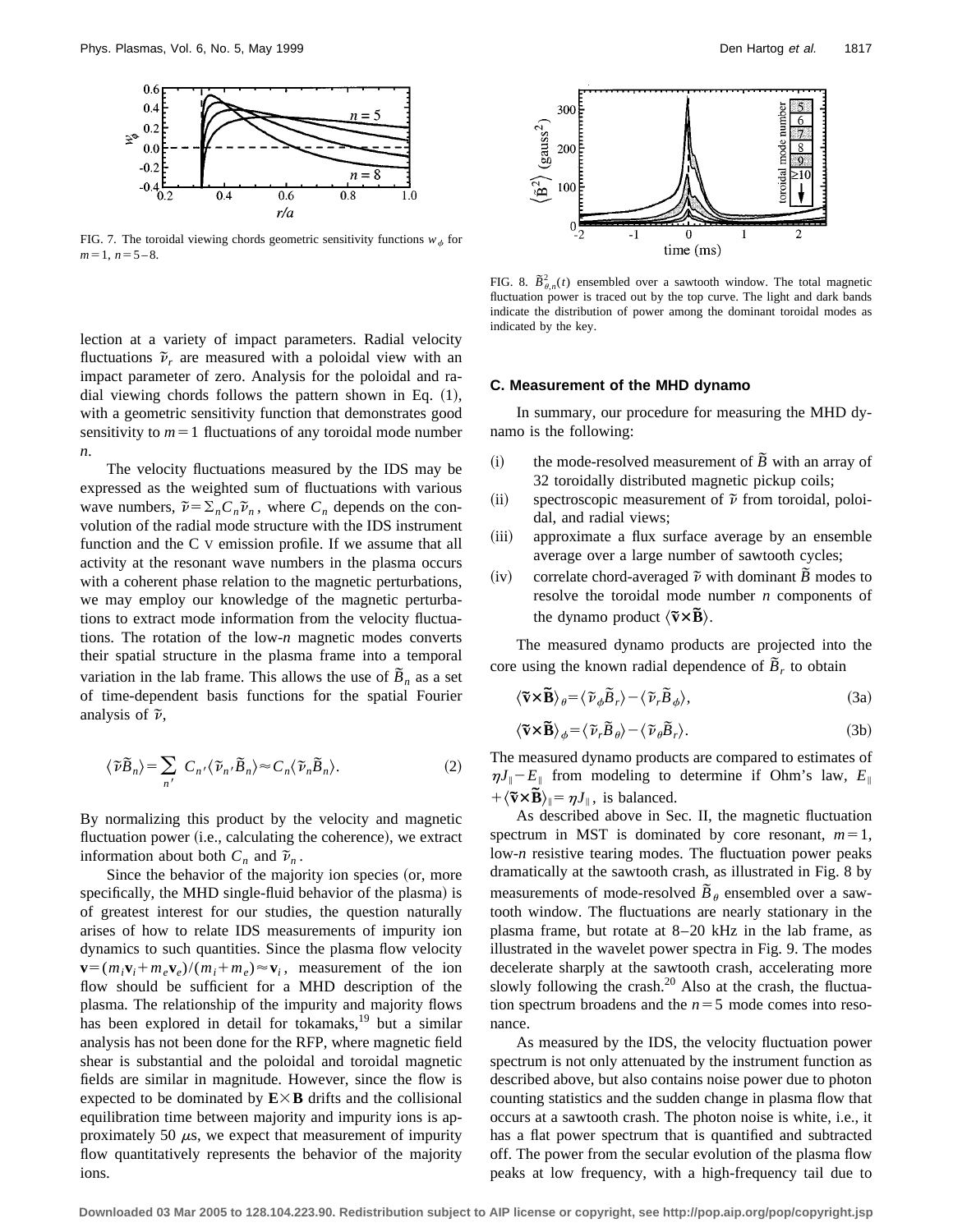FIG. 7. The toroidal viewing chords geometric sensitivity functions $w_\phi$ for $m=1$, $n=5$–8.

FIG. 8. $\tilde{B}^2_{\theta,n}(t)$ ensembled over a sawtooth window. The total magnetic fluctuation power is traced out by the top curve. The light and dark bands indicate the distribution of power among the dominant toroidal modes as indicated by the key.

lection at a variety of impact parameters. Radial velocity fluctuations $\tilde{v}_r$ are measured with a poloidal view with an impact parameter of zero. Analysis for the poloidal and radial viewing chords follows the pattern shown in Eq. (1), with a geometric sensitivity function that demonstrates good sensitivity to $m=1$ fluctuations of any toroidal mode number $n$.

The velocity fluctuations measured by the IDS may be expressed as the weighted sum of fluctuations with various wave numbers, $\tilde{v}=\Sigma_n C_n \tilde{v}_n$, where $C_n$ depends on the convolution of the radial mode structure with the IDS instrument function and the C V emission profile. If we assume that all activity at the resonant wave numbers in the plasma occurs with a coherent phase relation to the magnetic perturbations, we may employ our knowledge of the magnetic perturbations to extract mode information from the velocity fluctuations. The rotation of the low-$n$ magnetic modes converts their spatial structure in the plasma frame into a temporal variation in the lab frame. This allows the use of $\tilde{B}_n$ as a set of time-dependent basis functions for the spatial Fourier analysis of $\tilde{v}$,

$$\langle \tilde{v}\tilde{B}_n \rangle = \sum_{n'} C_{n'} \langle \tilde{v}_{n'} \tilde{B}_n \rangle \approx C_n \langle \tilde{v}_n \tilde{B}_n \rangle. \tag{2}$$

By normalizing this product by the velocity and magnetic fluctuation power (i.e., calculating the coherence), we extract information about both $C_n$ and $\tilde{v}_n$.

Since the behavior of the majority ion species (or, more specifically, the MHD single-fluid behavior of the plasma) is of greatest interest for our studies, the question naturally arises of how to relate IDS measurements of impurity ion dynamics to such quantities. Since the plasma flow velocity $\mathbf{v}=(m_i\mathbf{v}_i+m_e\mathbf{v}_e)/(m_i+m_e)\approx \mathbf{v}_i$, measurement of the ion flow should be sufficient for a MHD description of the plasma. The relationship of the impurity and majority flows has been explored in detail for tokamaks,[19] but a similar analysis has not been done for the RFP, where magnetic field shear is substantial and the poloidal and toroidal magnetic fields are similar in magnitude. However, since the flow is expected to be dominated by $\mathbf{E}\times\mathbf{B}$ drifts and the collisional equilibration time between majority and impurity ions is approximately 50 $\mu$s, we expect that measurement of impurity flow quantitatively represents the behavior of the majority ions.

### C. Measurement of the MHD dynamo

In summary, our procedure for measuring the MHD dynamo is the following:

(i) the mode-resolved measurement of $\tilde{B}$ with an array of 32 toroidally distributed magnetic pickup coils;

(ii) spectroscopic measurement of $\tilde{v}$ from toroidal, poloidal, and radial views;

(iii) approximate a flux surface average by an ensemble average over a large number of sawtooth cycles;

(iv) correlate chord-averaged $\tilde{v}$ with dominant $\tilde{B}$ modes to resolve the toroidal mode number $n$ components of the dynamo product $\langle \tilde{\mathbf{v}}\times\tilde{\mathbf{B}} \rangle$.

The measured dynamo products are projected into the core using the known radial dependence of $\tilde{B}_r$ to obtain

$$\langle \tilde{\mathbf{v}}\times\tilde{\mathbf{B}} \rangle_\theta = \langle \tilde{v}_\phi \tilde{B}_r \rangle - \langle \tilde{v}_r \tilde{B}_\phi \rangle, \tag{3a}$$

$$\langle \tilde{\mathbf{v}}\times\tilde{\mathbf{B}} \rangle_\phi = \langle \tilde{v}_r \tilde{B}_\theta \rangle - \langle \tilde{v}_\theta \tilde{B}_r \rangle. \tag{3b}$$

The measured dynamo products are compared to estimates of $\eta J_\parallel - E_\parallel$ from modeling to determine if Ohm's law, $E_\parallel + \langle \tilde{\mathbf{v}}\times\tilde{\mathbf{B}} \rangle_\parallel = \eta J_\parallel$, is balanced.

As described above in Sec. II, the magnetic fluctuation spectrum in MST is dominated by core resonant, $m=1$, low-$n$ resistive tearing modes. The fluctuation power peaks dramatically at the sawtooth crash, as illustrated in Fig. 8 by measurements of mode-resolved $\tilde{B}_\theta$ ensembled over a sawtooth window. The fluctuations are nearly stationary in the plasma frame, but rotate at 8–20 kHz in the lab frame, as illustrated in the wavelet power spectra in Fig. 9. The modes decelerate sharply at the sawtooth crash, accelerating more slowly following the crash.[20] Also at the crash, the fluctuation spectrum broadens and the $n=5$ mode comes into resonance.

As measured by the IDS, the velocity fluctuation power spectrum is not only attenuated by the instrument function as described above, but also contains noise power due to photon counting statistics and the sudden change in plasma flow that occurs at a sawtooth crash. The photon noise is white, i.e., it has a flat power spectrum that is quantified and subtracted off. The power from the secular evolution of the plasma flow peaks at low frequency, with a high-frequency tail due to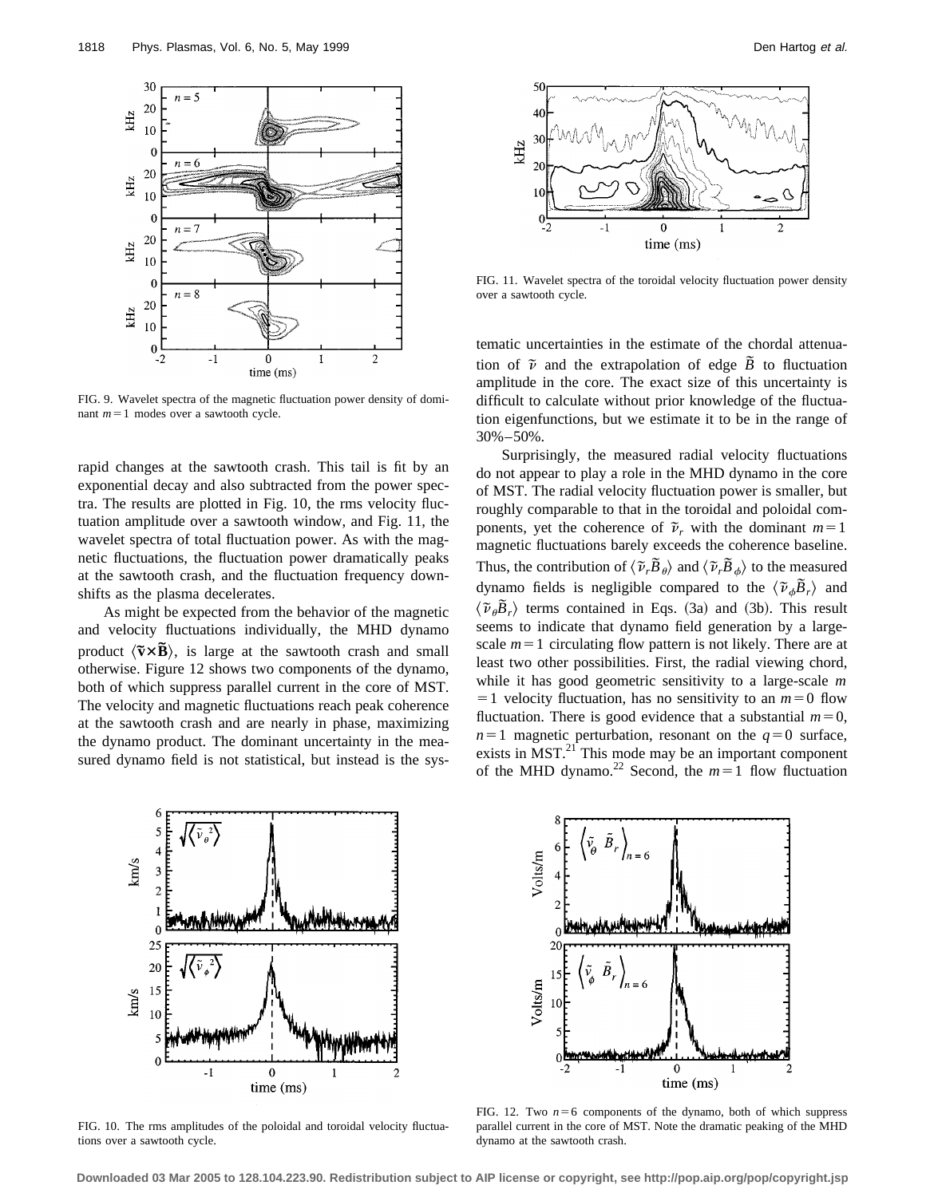FIG. 9. Wavelet spectra of the magnetic fluctuation power density of dominant $m=1$ modes over a sawtooth cycle.

rapid changes at the sawtooth crash. This tail is fit by an exponential decay and also subtracted from the power spectra. The results are plotted in Fig. 10, the rms velocity fluctuation amplitude over a sawtooth window, and Fig. 11, the wavelet spectra of total fluctuation power. As with the magnetic fluctuations, the fluctuation power dramatically peaks at the sawtooth crash, and the fluctuation frequency downshifts as the plasma decelerates.

As might be expected from the behavior of the magnetic and velocity fluctuations individually, the MHD dynamo product $\langle \tilde{\mathbf{v}} \times \tilde{\mathbf{B}} \rangle$, is large at the sawtooth crash and small otherwise. Figure 12 shows two components of the dynamo, both of which suppress parallel current in the core of MST. The velocity and magnetic fluctuations reach peak coherence at the sawtooth crash and are nearly in phase, maximizing the dynamo product. The dominant uncertainty in the measured dynamo field is not statistical, but instead is the systematic uncertainties in the estimate of the chordal attenuation of $\tilde{v}$ and the extrapolation of edge $\tilde{B}$ to fluctuation amplitude in the core. The exact size of this uncertainty is difficult to calculate without prior knowledge of the fluctuation eigenfunctions, but we estimate it to be in the range of 30%–50%.

FIG. 11. Wavelet spectra of the toroidal velocity fluctuation power density over a sawtooth cycle.

Surprisingly, the measured radial velocity fluctuations do not appear to play a role in the MHD dynamo in the core of MST. The radial velocity fluctuation power is smaller, but roughly comparable to that in the toroidal and poloidal components, yet the coherence of $\tilde{v}_r$ with the dominant $m=1$ magnetic fluctuations barely exceeds the coherence baseline. Thus, the contribution of $\langle \tilde{v}_r \tilde{B}_\theta \rangle$ and $\langle \tilde{v}_r \tilde{B}_\phi \rangle$ to the measured dynamo fields is negligible compared to the $\langle \tilde{v}_\phi \tilde{B}_r \rangle$ and $\langle \tilde{v}_\theta \tilde{B}_r \rangle$ terms contained in Eqs. (3a) and (3b). This result seems to indicate that dynamo field generation by a large-scale $m=1$ circulating flow pattern is not likely. There are at least two other possibilities. First, the radial viewing chord, while it has good geometric sensitivity to a large-scale $m=1$ velocity fluctuation, has no sensitivity to an $m=0$ flow fluctuation. There is good evidence that a substantial $m=0$, $n=1$ magnetic perturbation, resonant on the $q=0$ surface, exists in MST.[21] This mode may be an important component of the MHD dynamo.[22] Second, the $m=1$ flow fluctuation

FIG. 10. The rms amplitudes of the poloidal and toroidal velocity fluctuations over a sawtooth cycle.

FIG. 12. Two $n=6$ components of the dynamo, both of which suppress parallel current in the core of MST. Note the dramatic peaking of the MHD dynamo at the sawtooth crash.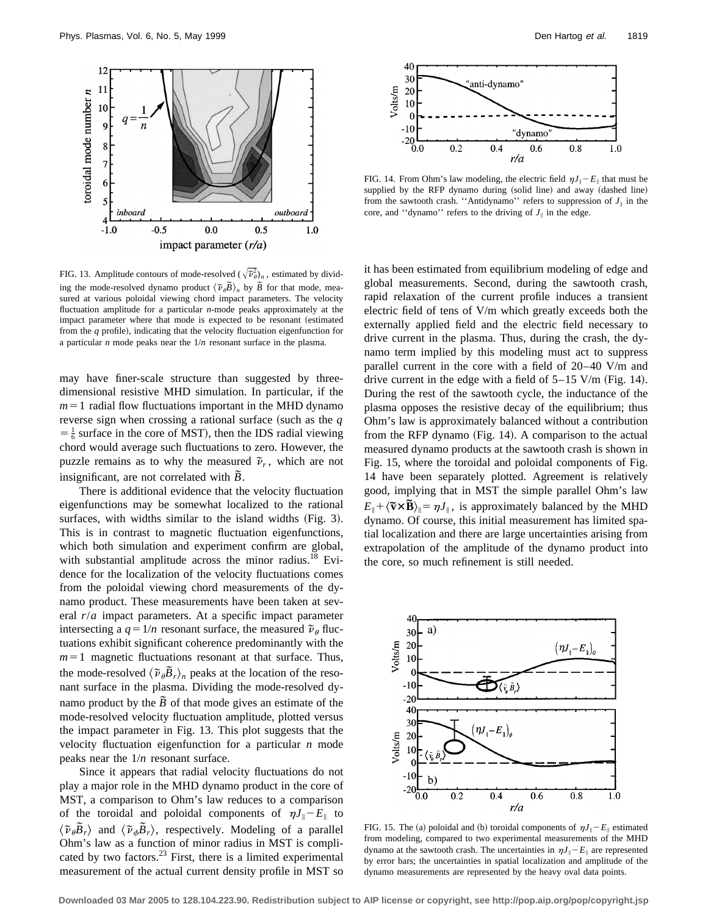FIG. 13. Amplitude contours of mode-resolved $(\sqrt{\tilde{v}_\theta^2})_n$, estimated by dividing the mode-resolved dynamo product $\langle \tilde{v}_\theta \tilde{B} \rangle_n$ by $\tilde{B}$ for that mode, measured at various poloidal viewing chord impact parameters. The velocity fluctuation amplitude for a particular $n$-mode peaks approximately at the impact parameter where that mode is expected to be resonant (estimated from the $q$ profile), indicating that the velocity fluctuation eigenfunction for a particular $n$ mode peaks near the $1/n$ resonant surface in the plasma.

may have finer-scale structure than suggested by three-dimensional resistive MHD simulation. In particular, if the $m=1$ radial flow fluctuations important in the MHD dynamo reverse sign when crossing a rational surface (such as the $q=\frac{1}{6}$ surface in the core of MST), then the IDS radial viewing chord would average such fluctuations to zero. However, the puzzle remains as to why the measured $\tilde{v}_r$, which are not insignificant, are not correlated with $\tilde{B}$.

There is additional evidence that the velocity fluctuation eigenfunctions may be somewhat localized to the rational surfaces, with widths similar to the island widths (Fig. 3). This is in contrast to magnetic fluctuation eigenfunctions, which both simulation and experiment confirm are global, with substantial amplitude across the minor radius.[18] Evidence for the localization of the velocity fluctuations comes from the poloidal viewing chord measurements of the dynamo product. These measurements have been taken at several $r/a$ impact parameters. At a specific impact parameter intersecting a $q=1/n$ resonant surface, the measured $\tilde{v}_\theta$ fluctuations exhibit significant coherence predominantly with the $m=1$ magnetic fluctuations resonant at that surface. Thus, the mode-resolved $\langle \tilde{v}_\theta \tilde{B}_r \rangle_n$ peaks at the location of the resonant surface in the plasma. Dividing the mode-resolved dynamo product by the $\tilde{B}$ of that mode gives an estimate of the mode-resolved velocity fluctuation amplitude, plotted versus the impact parameter in Fig. 13. This plot suggests that the velocity fluctuation eigenfunction for a particular $n$ mode peaks near the $1/n$ resonant surface.

Since it appears that radial velocity fluctuations do not play a major role in the MHD dynamo product in the core of MST, a comparison to Ohm's law reduces to a comparison of the toroidal and poloidal components of $\eta J_\parallel - E_\parallel$ to $\langle \tilde{v}_\theta \tilde{B}_r \rangle$ and $\langle \tilde{v}_\phi \tilde{B}_r \rangle$, respectively. Modeling of a parallel Ohm's law as a function of minor radius in MST is complicated by two factors.[23] First, there is a limited experimental measurement of the actual current density profile in MST so it has been estimated from equilibrium modeling of edge and global measurements. Second, during the sawtooth crash, rapid relaxation of the current profile induces a transient electric field of tens of V/m which greatly exceeds both the externally applied field and the electric field necessary to drive current in the plasma. Thus, during the crash, the dynamo term implied by this modeling must act to suppress parallel current in the core with a field of 20–40 V/m and drive current in the edge with a field of 5–15 V/m (Fig. 14). During the rest of the sawtooth cycle, the inductance of the plasma opposes the resistive decay of the equilibrium; thus Ohm's law is approximately balanced without a contribution from the RFP dynamo (Fig. 14). A comparison to the actual measured dynamo products at the sawtooth crash is shown in Fig. 15, where the toroidal and poloidal components of Fig. 14 have been separately plotted. Agreement is relatively good, implying that in MST the simple parallel Ohm's law $E_\parallel + \langle \tilde{\mathbf{v}} \times \tilde{\mathbf{B}} \rangle_\parallel = \eta J_\parallel$, is approximately balanced by the MHD dynamo. Of course, this initial measurement has limited spatial localization and there are large uncertainties arising from extrapolation of the amplitude of the dynamo product into the core, so much refinement is still needed.

FIG. 14. From Ohm's law modeling, the electric field $\eta J_\parallel - E_\parallel$ that must be supplied by the RFP dynamo during (solid line) and away (dashed line) from the sawtooth crash. "Antidynamo" refers to suppression of $J_\parallel$ in the core, and "dynamo" refers to the driving of $J_\parallel$ in the edge.

FIG. 15. The (a) poloidal and (b) toroidal components of $\eta J_\parallel - E_\parallel$ estimated from modeling, compared to two experimental measurements of the MHD dynamo at the sawtooth crash. The uncertainties in $\eta J_\parallel - E_\parallel$ are represented by error bars; the uncertainties in spatial localization and amplitude of the dynamo measurements are represented by the heavy oval data points.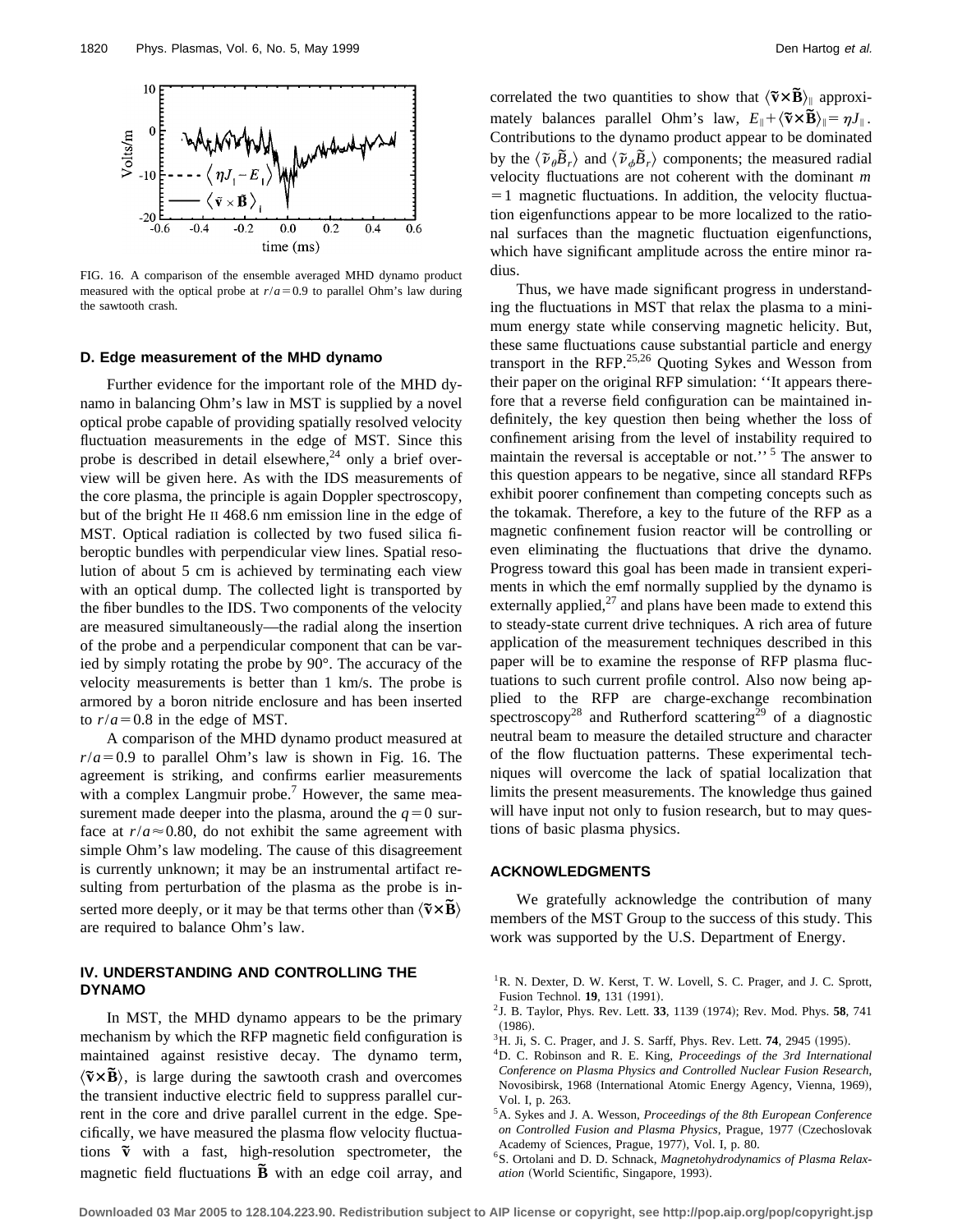FIG. 16. A comparison of the ensemble averaged MHD dynamo product measured with the optical probe at $r/a = 0.9$ to parallel Ohm's law during the sawtooth crash.

### D. Edge measurement of the MHD dynamo

Further evidence for the important role of the MHD dynamo in balancing Ohm's law in MST is supplied by a novel optical probe capable of providing spatially resolved velocity fluctuation measurements in the edge of MST. Since this probe is described in detail elsewhere,[24] only a brief overview will be given here. As with the IDS measurements of the core plasma, the principle is again Doppler spectroscopy, but of the bright He II 468.6 nm emission line in the edge of MST. Optical radiation is collected by two fused silica fiberoptic bundles with perpendicular view lines. Spatial resolution of about 5 cm is achieved by terminating each view with an optical dump. The collected light is transported by the fiber bundles to the IDS. Two components of the velocity are measured simultaneously—the radial along the insertion of the probe and a perpendicular component that can be varied by simply rotating the probe by 90°. The accuracy of the velocity measurements is better than 1 km/s. The probe is armored by a boron nitride enclosure and has been inserted to $r/a = 0.8$ in the edge of MST.

A comparison of the MHD dynamo product measured at $r/a = 0.9$ to parallel Ohm's law is shown in Fig. 16. The agreement is striking, and confirms earlier measurements with a complex Langmuir probe.[7] However, the same measurement made deeper into the plasma, around the $q = 0$ surface at $r/a \approx 0.80$, do not exhibit the same agreement with simple Ohm's law modeling. The cause of this disagreement is currently unknown; it may be an instrumental artifact resulting from perturbation of the plasma as the probe is inserted more deeply, or it may be that terms other than $\langle \tilde{\mathbf{v}} \times \tilde{\mathbf{B}} \rangle$ are required to balance Ohm's law.

## IV. UNDERSTANDING AND CONTROLLING THE DYNAMO

In MST, the MHD dynamo appears to be the primary mechanism by which the RFP magnetic field configuration is maintained against resistive decay. The dynamo term, $\langle \tilde{\mathbf{v}} \times \tilde{\mathbf{B}} \rangle$, is large during the sawtooth crash and overcomes the transient inductive electric field to suppress parallel current in the core and drive parallel current in the edge. Specifically, we have measured the plasma flow velocity fluctuations $\tilde{\mathbf{v}}$ with a fast, high-resolution spectrometer, the magnetic field fluctuations $\tilde{\mathbf{B}}$ with an edge coil array, and correlated the two quantities to show that $\langle \tilde{\mathbf{v}} \times \tilde{\mathbf{B}} \rangle_{\parallel}$ approximately balances parallel Ohm's law, $E_{\parallel} + \langle \tilde{\mathbf{v}} \times \tilde{\mathbf{B}} \rangle_{\parallel} = \eta J_{\parallel}$. Contributions to the dynamo product appear to be dominated by the $\langle \tilde{v}_{\theta} \tilde{B}_r \rangle$ and $\langle \tilde{v}_{\phi} \tilde{B}_r \rangle$ components; the measured radial velocity fluctuations are not coherent with the dominant $m = 1$ magnetic fluctuations. In addition, the velocity fluctuation eigenfunctions appear to be more localized to the rational surfaces than the magnetic fluctuation eigenfunctions, which have significant amplitude across the entire minor radius.

Thus, we have made significant progress in understanding the fluctuations in MST that relax the plasma to a minimum energy state while conserving magnetic helicity. But, these same fluctuations cause substantial particle and energy transport in the RFP.[25,26] Quoting Sykes and Wesson from their paper on the original RFP simulation: ''It appears therefore that a reverse field configuration can be maintained indefinitely, the key question then being whether the loss of confinement arising from the level of instability required to maintain the reversal is acceptable or not.''[5] The answer to this question appears to be negative, since all standard RFPs exhibit poorer confinement than competing concepts such as the tokamak. Therefore, a key to the future of the RFP as a magnetic confinement fusion reactor will be controlling or even eliminating the fluctuations that drive the dynamo. Progress toward this goal has been made in transient experiments in which the emf normally supplied by the dynamo is externally applied,[27] and plans have been made to extend this to steady-state current drive techniques. A rich area of future application of the measurement techniques described in this paper will be to examine the response of RFP plasma fluctuations to such current profile control. Also now being applied to the RFP are charge-exchange recombination spectroscopy[28] and Rutherford scattering[29] of a diagnostic neutral beam to measure the detailed structure and character of the flow fluctuation patterns. These experimental techniques will overcome the lack of spatial localization that limits the present measurements. The knowledge thus gained will have input not only to fusion research, but to may questions of basic plasma physics.

## ACKNOWLEDGMENTS

We gratefully acknowledge the contribution of many members of the MST Group to the success of this study. This work was supported by the U.S. Department of Energy.

[1] R. N. Dexter, D. W. Kerst, T. W. Lovell, S. C. Prager, and J. C. Sprott, Fusion Technol. **19**, 131 (1991).
[2] J. B. Taylor, Phys. Rev. Lett. **33**, 1139 (1974); Rev. Mod. Phys. **58**, 741 (1986).
[3] H. Ji, S. C. Prager, and J. S. Sarff, Phys. Rev. Lett. **74**, 2945 (1995).
[4] D. C. Robinson and R. E. King, *Proceedings of the 3rd International Conference on Plasma Physics and Controlled Nuclear Fusion Research*, Novosibirsk, 1968 (International Atomic Energy Agency, Vienna, 1969), Vol. I, p. 263.
[5] A. Sykes and J. A. Wesson, *Proceedings of the 8th European Conference on Controlled Fusion and Plasma Physics*, Prague, 1977 (Czechoslovak Academy of Sciences, Prague, 1977), Vol. I, p. 80.
[6] S. Ortolani and D. D. Schnack, *Magnetohydrodynamics of Plasma Relaxation* (World Scientific, Singapore, 1993).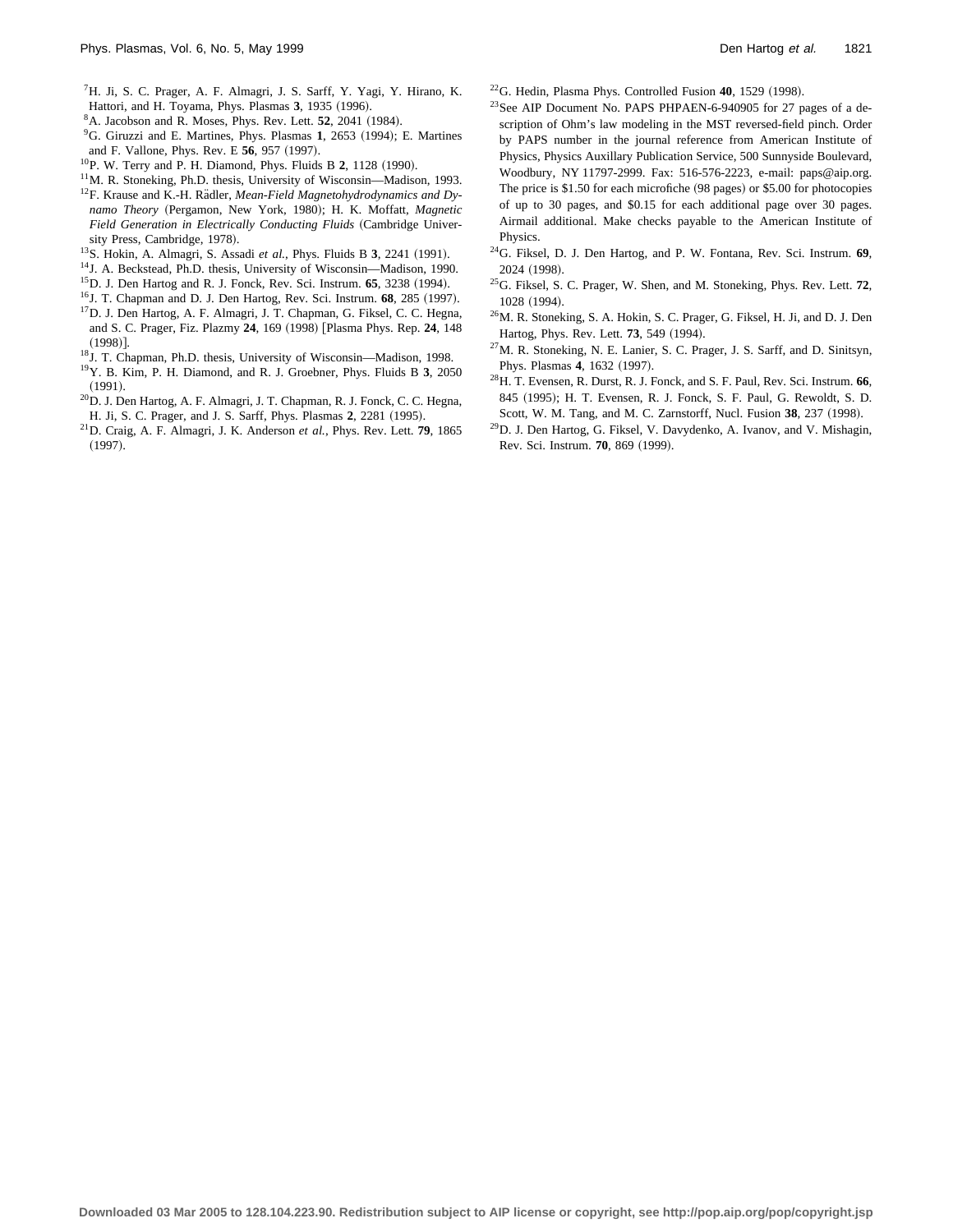[7] H. Ji, S. C. Prager, A. F. Almagri, J. S. Sarff, Y. Yagi, Y. Hirano, K. Hattori, and H. Toyama, Phys. Plasmas **3**, 1935 (1996).

[8] A. Jacobson and R. Moses, Phys. Rev. Lett. **52**, 2041 (1984).

[9] G. Giruzzi and E. Martines, Phys. Plasmas **1**, 2653 (1994); E. Martines and F. Vallone, Phys. Rev. E **56**, 957 (1997).

[10] P. W. Terry and P. H. Diamond, Phys. Fluids B **2**, 1128 (1990).

[11] M. R. Stoneking, Ph.D. thesis, University of Wisconsin—Madison, 1993.

[12] F. Krause and K.-H. Rädler, *Mean-Field Magnetohydrodynamics and Dynamo Theory* (Pergamon, New York, 1980); H. K. Moffatt, *Magnetic Field Generation in Electrically Conducting Fluids* (Cambridge University Press, Cambridge, 1978).

[13] S. Hokin, A. Almagri, S. Assadi *et al.*, Phys. Fluids B **3**, 2241 (1991).

[14] J. A. Beckstead, Ph.D. thesis, University of Wisconsin—Madison, 1990.

[15] D. J. Den Hartog and R. J. Fonck, Rev. Sci. Instrum. **65**, 3238 (1994).

[16] J. T. Chapman and D. J. Den Hartog, Rev. Sci. Instrum. **68**, 285 (1997).

[17] D. J. Den Hartog, A. F. Almagri, J. T. Chapman, G. Fiksel, C. C. Hegna, and S. C. Prager, Fiz. Plazmy **24**, 169 (1998) [Plasma Phys. Rep. **24**, 148 (1998)].

[18] J. T. Chapman, Ph.D. thesis, University of Wisconsin—Madison, 1998.

[19] Y. B. Kim, P. H. Diamond, and R. J. Groebner, Phys. Fluids B **3**, 2050 (1991).

[20] D. J. Den Hartog, A. F. Almagri, J. T. Chapman, R. J. Fonck, C. C. Hegna, H. Ji, S. C. Prager, and J. S. Sarff, Phys. Plasmas **2**, 2281 (1995).

[21] D. Craig, A. F. Almagri, J. K. Anderson *et al.*, Phys. Rev. Lett. **79**, 1865 (1997).

[22] G. Hedin, Plasma Phys. Controlled Fusion **40**, 1529 (1998).

[23] See AIP Document No. PAPS PHPAEN-6-940905 for 27 pages of a description of Ohm's law modeling in the MST reversed-field pinch. Order by PAPS number in the journal reference from American Institute of Physics, Physics Auxillary Publication Service, 500 Sunnyside Boulevard, Woodbury, NY 11797-2999. Fax: 516-576-2223, e-mail: paps@aip.org. The price is $1.50 for each microfiche (98 pages) or $5.00 for photocopies of up to 30 pages, and $0.15 for each additional page over 30 pages. Airmail additional. Make checks payable to the American Institute of Physics.

[24] G. Fiksel, D. J. Den Hartog, and P. W. Fontana, Rev. Sci. Instrum. **69**, 2024 (1998).

[25] G. Fiksel, S. C. Prager, W. Shen, and M. Stoneking, Phys. Rev. Lett. **72**, 1028 (1994).

[26] M. R. Stoneking, S. A. Hokin, S. C. Prager, G. Fiksel, H. Ji, and D. J. Den Hartog, Phys. Rev. Lett. **73**, 549 (1994).

[27] M. R. Stoneking, N. E. Lanier, S. C. Prager, J. S. Sarff, and D. Sinitsyn, Phys. Plasmas **4**, 1632 (1997).

[28] H. T. Evensen, R. Durst, R. J. Fonck, and S. F. Paul, Rev. Sci. Instrum. **66**, 845 (1995); H. T. Evensen, R. J. Fonck, S. F. Paul, G. Rewoldt, S. D. Scott, W. M. Tang, and M. C. Zarnstorff, Nucl. Fusion **38**, 237 (1998).

[29] D. J. Den Hartog, G. Fiksel, V. Davydenko, A. Ivanov, and V. Mishagin, Rev. Sci. Instrum. **70**, 869 (1999).